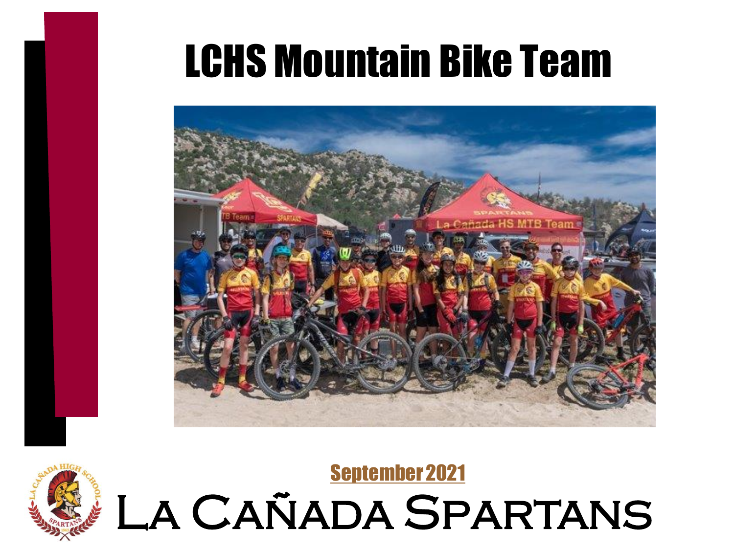# LCHS Mountain Bike Team

September 2021

La Cañada Spartans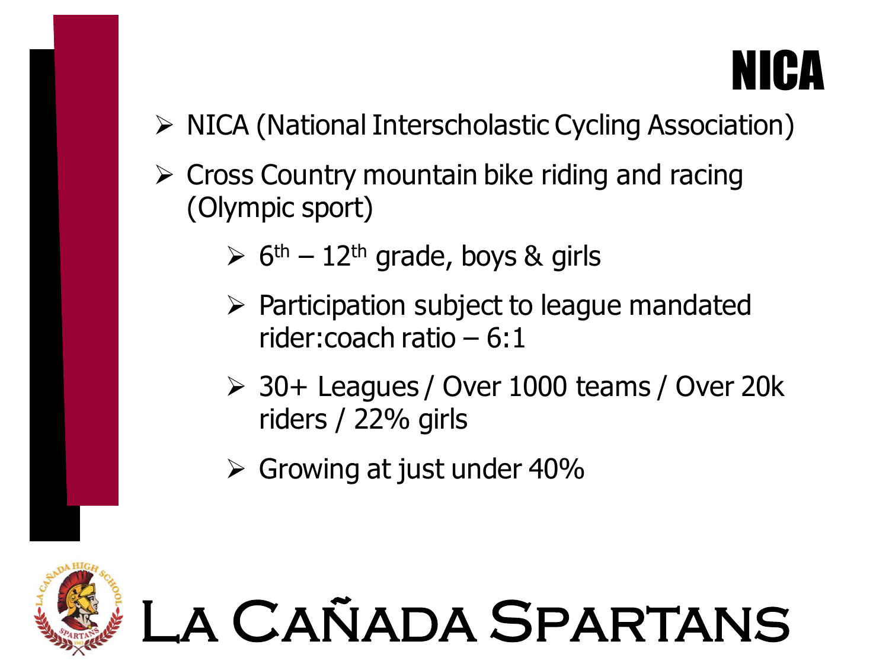# NICA

- NICA (National Interscholastic Cycling Association)
- Cross Country mountain bike riding and racing (Olympic sport)
  - $6^{th}$ – $12^{th}$ grade, boys & girls
  - Participation subject to league mandated rider:coach ratio – 6:1
  - 30+ Leagues / Over 1000 teams / Over 20k riders / 22% girls
  - Growing at just under 40%

La Cañada Spartans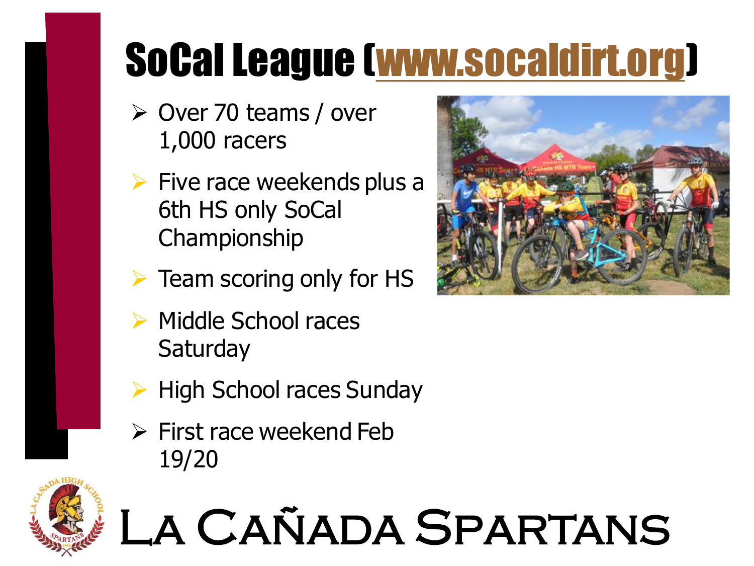# SoCal League (www.socaldirt.org)

- Over 70 teams / over 1,000 racers
- Five race weekends plus a 6th HS only SoCal Championship
- Team scoring only for HS
- Middle School races Saturday
- High School races Sunday
- First race weekend Feb 19/20

La Cañada Spartans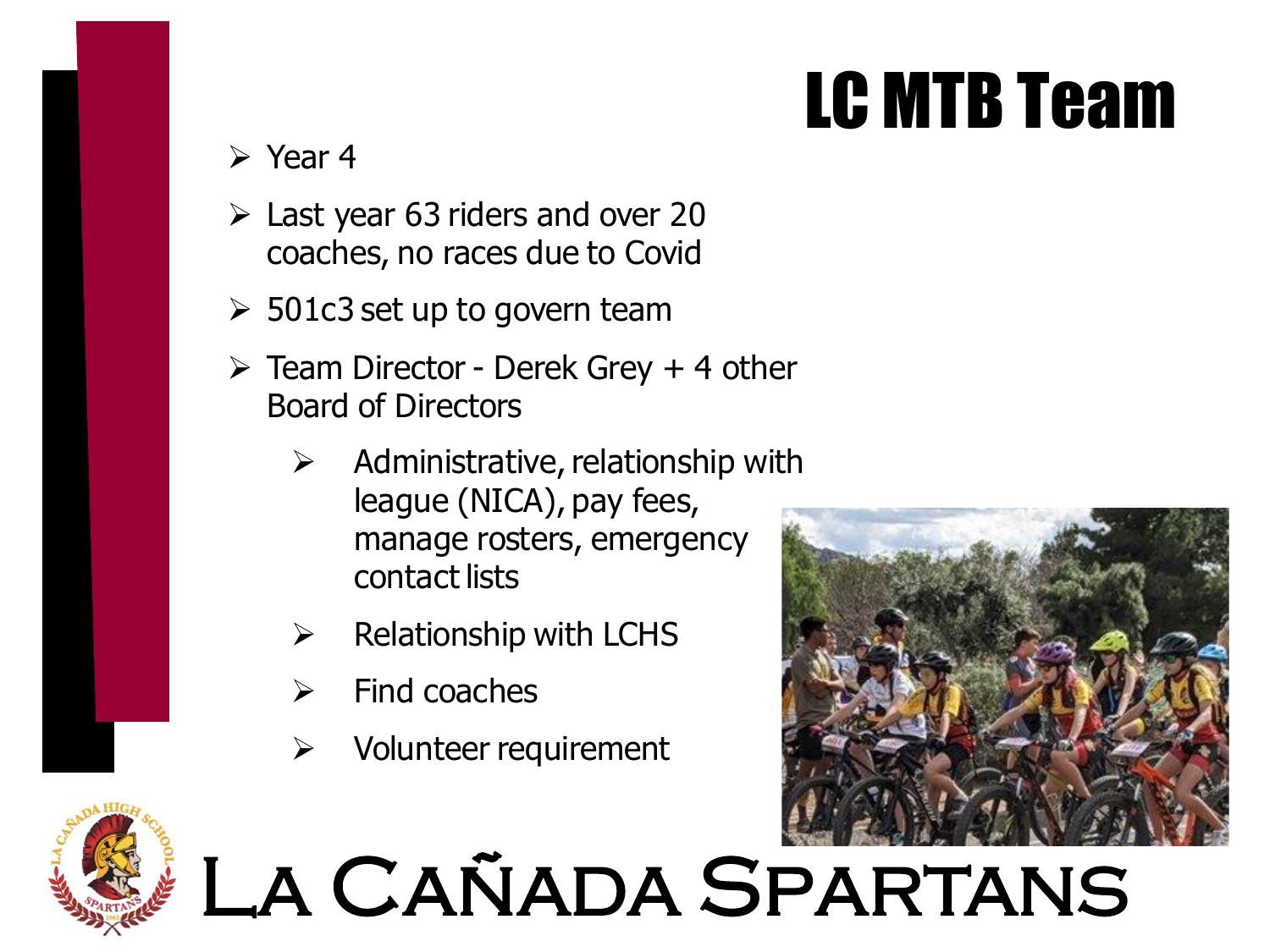# LC MTB Team

- Year 4
- Last year 63 riders and over 20 coaches, no races due to Covid
- 501c3 set up to govern team
- Team Director - Derek Grey + 4 other Board of Directors
  - Administrative, relationship with league (NICA), pay fees, manage rosters, emergency contact lists
  - Relationship with LCHS
  - Find coaches
  - Volunteer requirement

La Cañada Spartans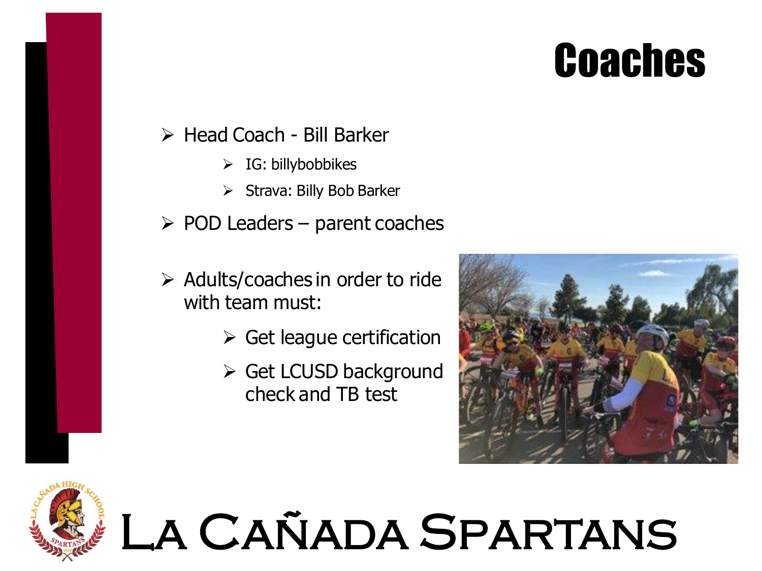# Coaches

- Head Coach - Bill Barker
  - IG: billybobbikes
  - Strava: Billy Bob Barker
- POD Leaders – parent coaches
- Adults/coaches in order to ride with team must:
  - Get league certification
  - Get LCUSD background check and TB test

La Cañada Spartans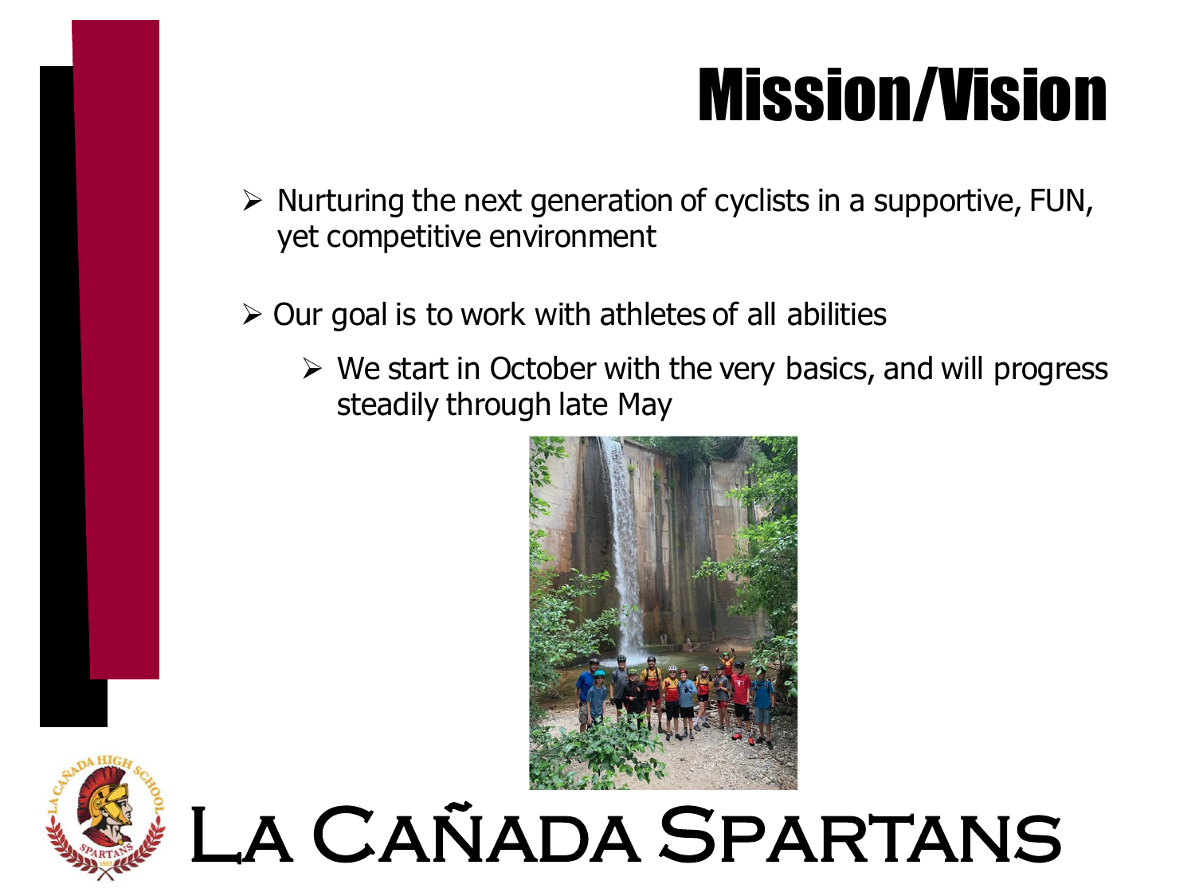# Mission/Vision

- Nurturing the next generation of cyclists in a supportive, FUN, yet competitive environment
- Our goal is to work with athletes of all abilities
  - We start in October with the very basics, and will progress steadily through late May

La Cañada Spartans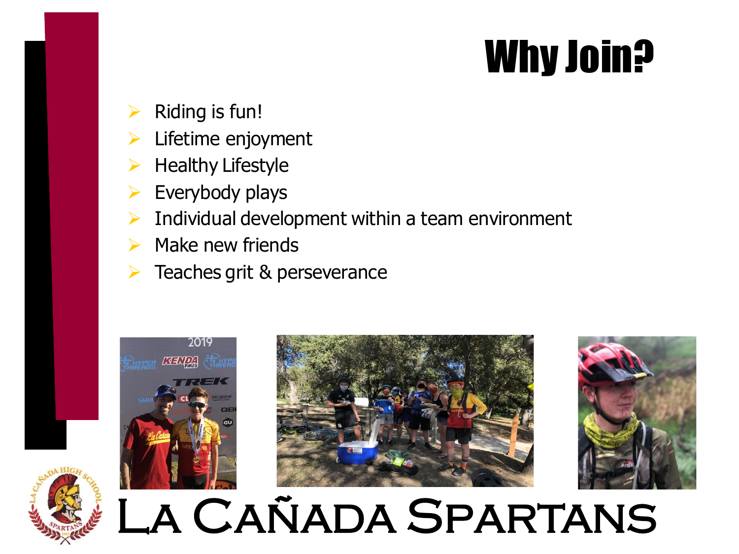# Why Join?

- Riding is fun!
- Lifetime enjoyment
- Healthy Lifestyle
- Everybody plays
- Individual development within a team environment
- Make new friends
- Teaches grit & perseverance

La Cañada Spartans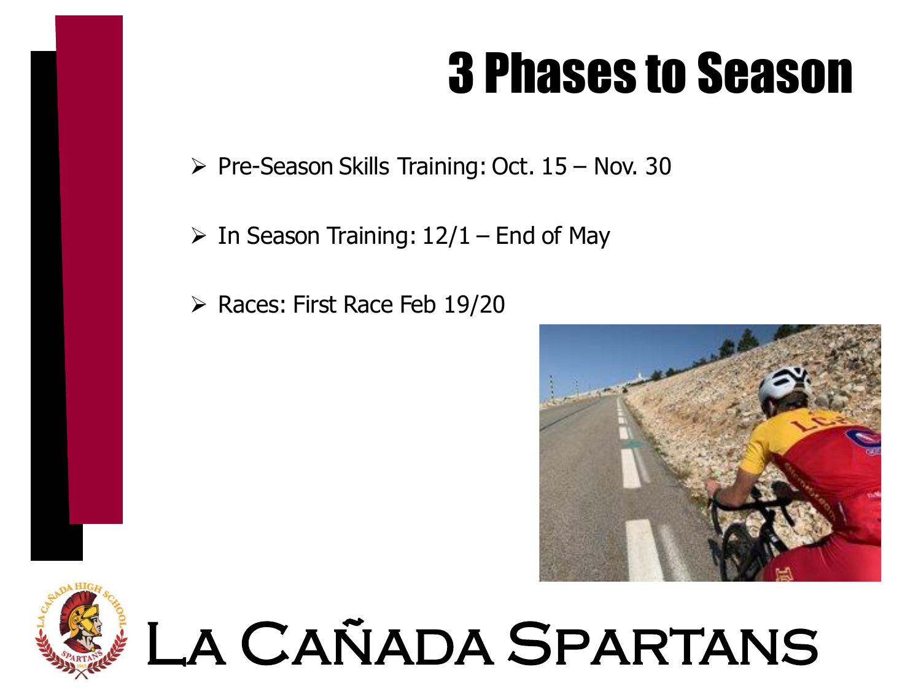# 3 Phases to Season

- Pre-Season Skills Training: Oct. 15 – Nov. 30
- In Season Training: 12/1 – End of May
- Races: First Race Feb 19/20

La Cañada Spartans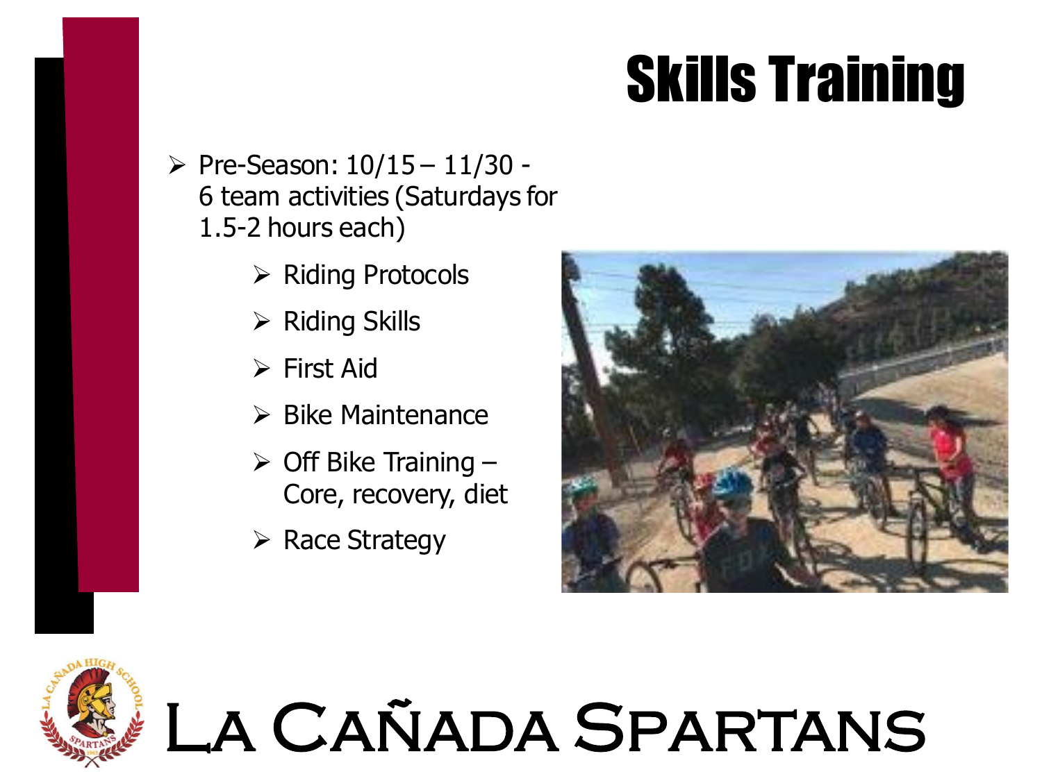# Skills Training

- Pre-Season: 10/15 – 11/30 - 6 team activities (Saturdays for 1.5-2 hours each)
  - Riding Protocols
  - Riding Skills
  - First Aid
  - Bike Maintenance
  - Off Bike Training – Core, recovery, diet
  - Race Strategy

La Cañada Spartans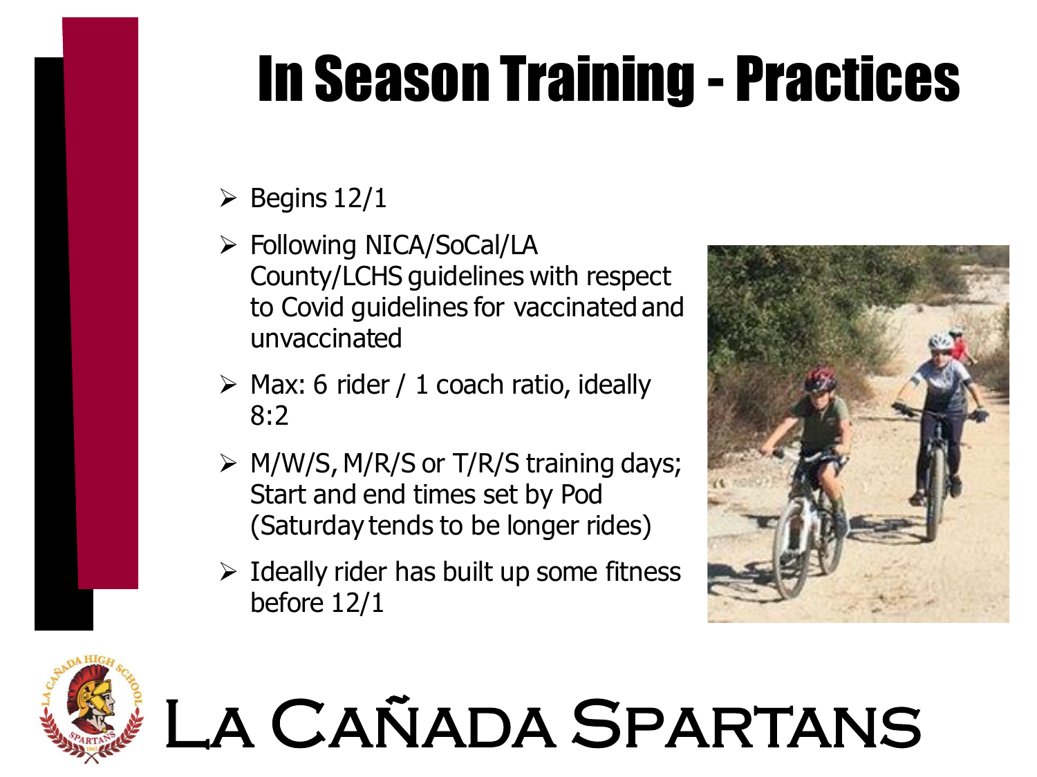# In Season Training - Practices

- Begins 12/1
- Following NICA/SoCal/LA County/LCHS guidelines with respect to Covid guidelines for vaccinated and unvaccinated
- Max: 6 rider / 1 coach ratio, ideally 8:2
- M/W/S, M/R/S or T/R/S training days; Start and end times set by Pod (Saturday tends to be longer rides)
- Ideally rider has built up some fitness before 12/1

La Cañada Spartans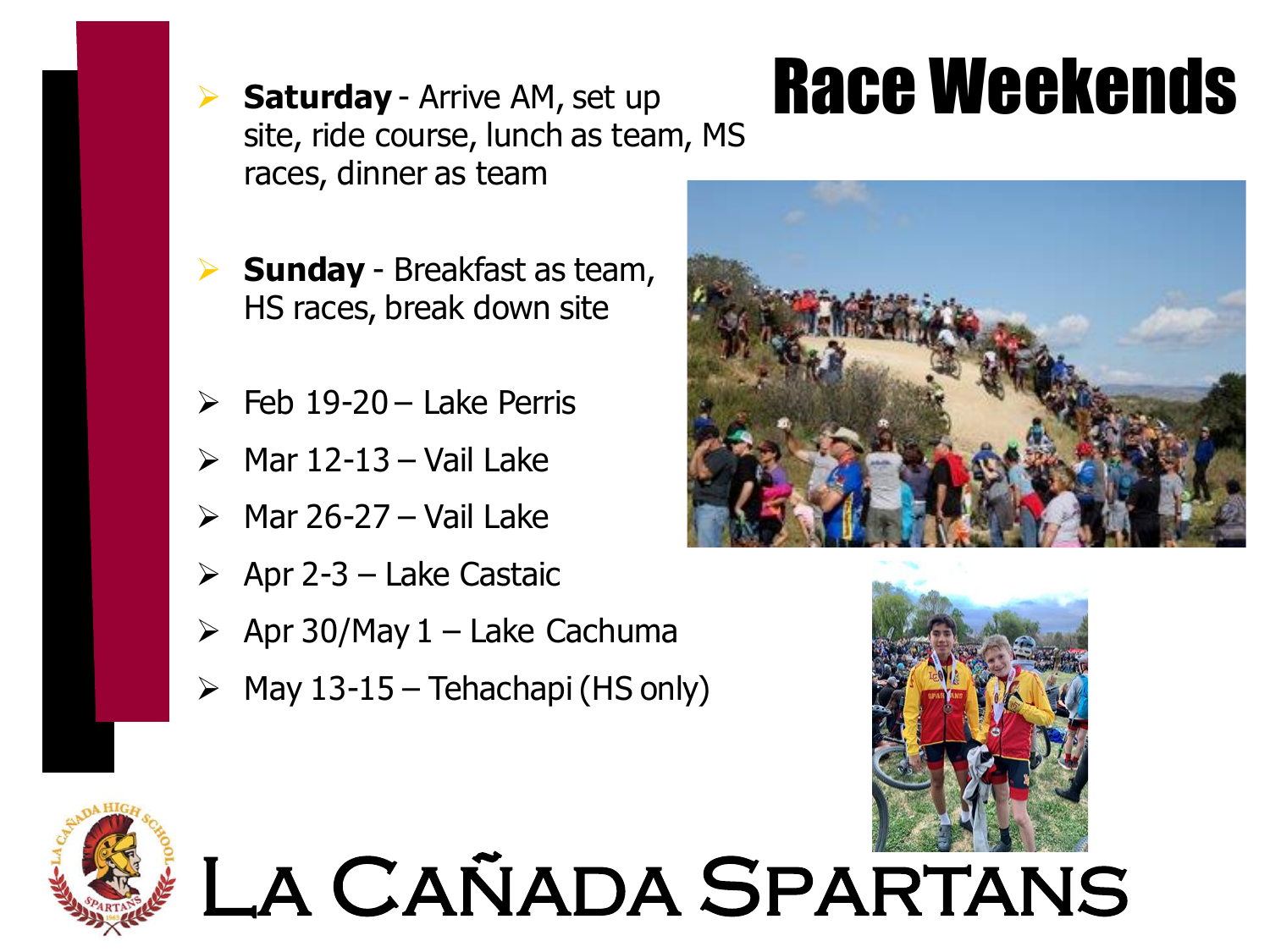# Race Weekends

- **Saturday** - Arrive AM, set up site, ride course, lunch as team, MS races, dinner as team
- **Sunday** - Breakfast as team, HS races, break down site

- Feb 19-20 – Lake Perris
- Mar 12-13 – Vail Lake
- Mar 26-27 – Vail Lake
- Apr 2-3 – Lake Castaic
- Apr 30/May 1 – Lake Cachuma
- May 13-15 – Tehachapi (HS only)

La Cañada Spartans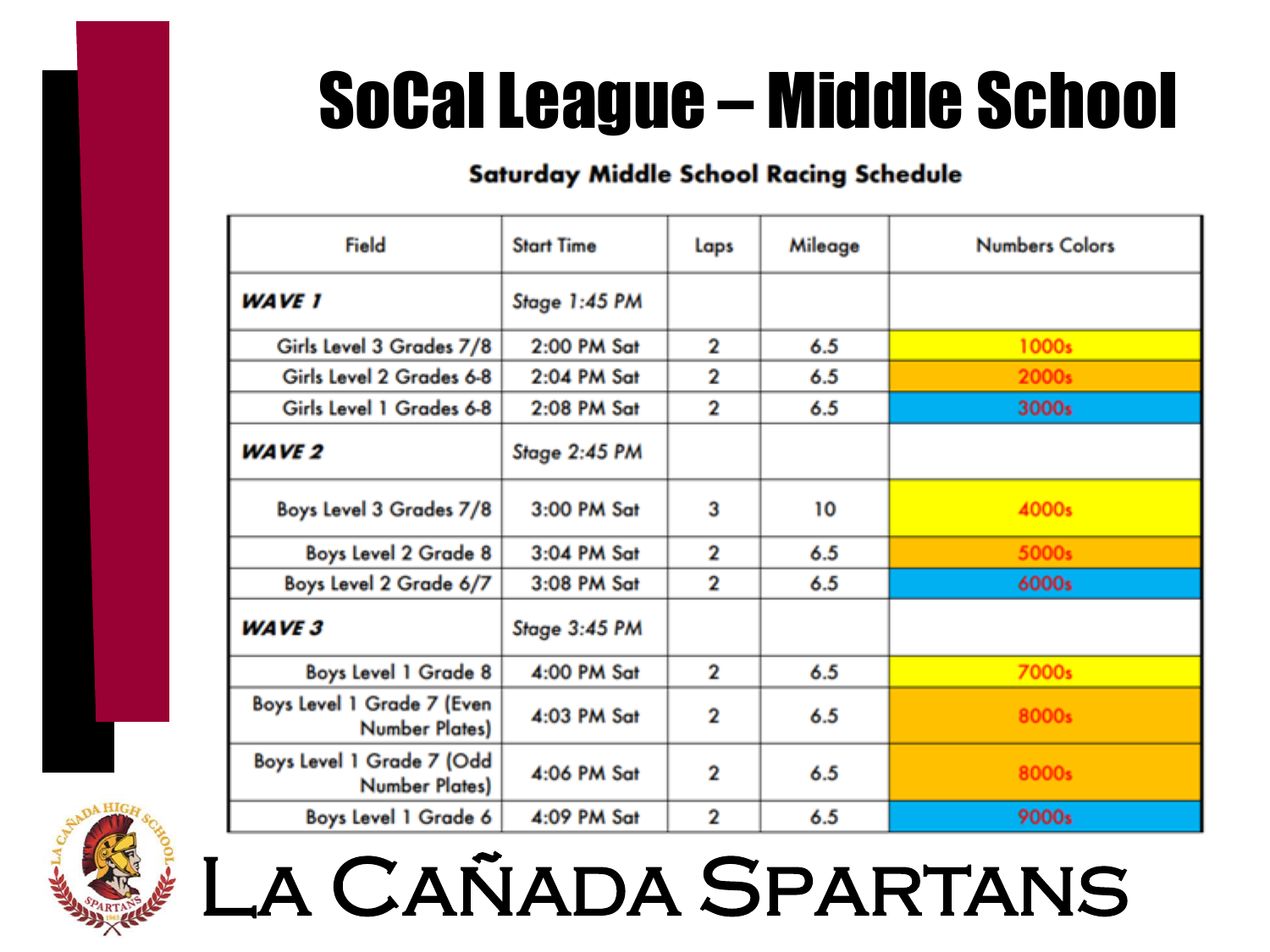# SoCal League – Middle School

**Saturday Middle School Racing Schedule**

| Field | Start Time | Laps | Mileage | Numbers Colors |
|---|---|---|---|---|
| ***WAVE 1*** | *Stage 1:45 PM* | | | |
| Girls Level 3 Grades 7/8 | 2:00 PM Sat | 2 | 6.5 | 1000s |
| Girls Level 2 Grades 6-8 | 2:04 PM Sat | 2 | 6.5 | 2000s |
| Girls Level 1 Grades 6-8 | 2:08 PM Sat | 2 | 6.5 | 3000s |
| ***WAVE 2*** | *Stage 2:45 PM* | | | |
| Boys Level 3 Grades 7/8 | 3:00 PM Sat | 3 | 10 | 4000s |
| Boys Level 2 Grade 8 | 3:04 PM Sat | 2 | 6.5 | 5000s |
| Boys Level 2 Grade 6/7 | 3:08 PM Sat | 2 | 6.5 | 6000s |
| ***WAVE 3*** | *Stage 3:45 PM* | | | |
| Boys Level 1 Grade 8 | 4:00 PM Sat | 2 | 6.5 | 7000s |
| Boys Level 1 Grade 7 (Even Number Plates) | 4:03 PM Sat | 2 | 6.5 | 8000s |
| Boys Level 1 Grade 7 (Odd Number Plates) | 4:06 PM Sat | 2 | 6.5 | 8000s |
| Boys Level 1 Grade 6 | 4:09 PM Sat | 2 | 6.5 | 9000s |

La Cañada Spartans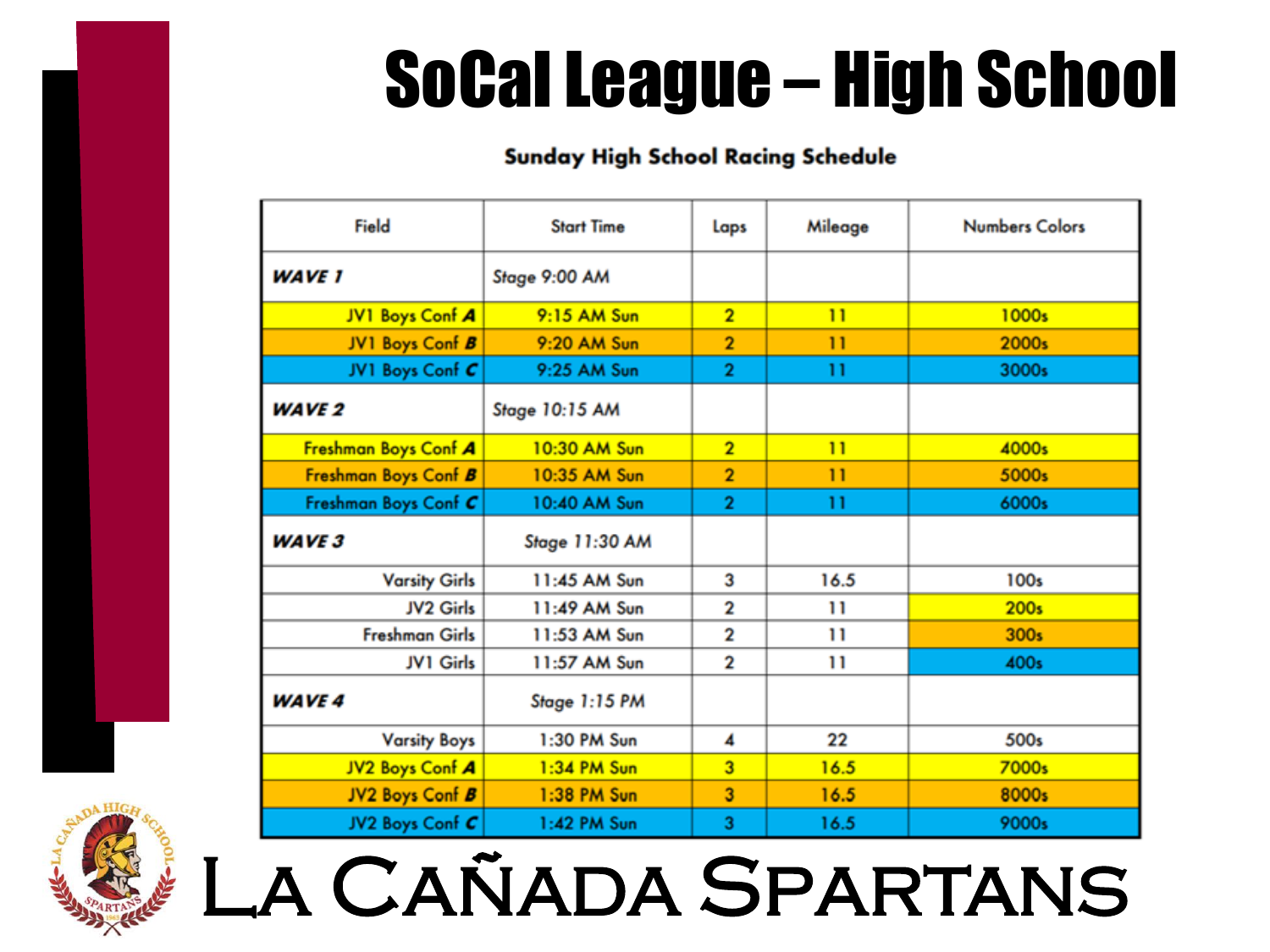# SoCal League – High School

**Sunday High School Racing Schedule**

| Field | Start Time | Laps | Mileage | Numbers Colors |
|---|---|---|---|---|
| ***WAVE 1*** | *Stage 9:00 AM* | | | |
| JV1 Boys Conf ***A*** | 9:15 AM Sun | 2 | 11 | 1000s |
| JV1 Boys Conf ***B*** | 9:20 AM Sun | 2 | 11 | 2000s |
| JV1 Boys Conf ***C*** | 9:25 AM Sun | 2 | 11 | 3000s |
| ***WAVE 2*** | *Stage 10:15 AM* | | | |
| Freshman Boys Conf ***A*** | 10:30 AM Sun | 2 | 11 | 4000s |
| Freshman Boys Conf ***B*** | 10:35 AM Sun | 2 | 11 | 5000s |
| Freshman Boys Conf ***C*** | 10:40 AM Sun | 2 | 11 | 6000s |
| ***WAVE 3*** | *Stage 11:30 AM* | | | |
| Varsity Girls | 11:45 AM Sun | 3 | 16.5 | 100s |
| JV2 Girls | 11:49 AM Sun | 2 | 11 | 200s |
| Freshman Girls | 11:53 AM Sun | 2 | 11 | 300s |
| JV1 Girls | 11:57 AM Sun | 2 | 11 | 400s |
| ***WAVE 4*** | *Stage 1:15 PM* | | | |
| Varsity Boys | 1:30 PM Sun | 4 | 22 | 500s |
| JV2 Boys Conf ***A*** | 1:34 PM Sun | 3 | 16.5 | 7000s |
| JV2 Boys Conf ***B*** | 1:38 PM Sun | 3 | 16.5 | 8000s |
| JV2 Boys Conf ***C*** | 1:42 PM Sun | 3 | 16.5 | 9000s |

La Cañada Spartans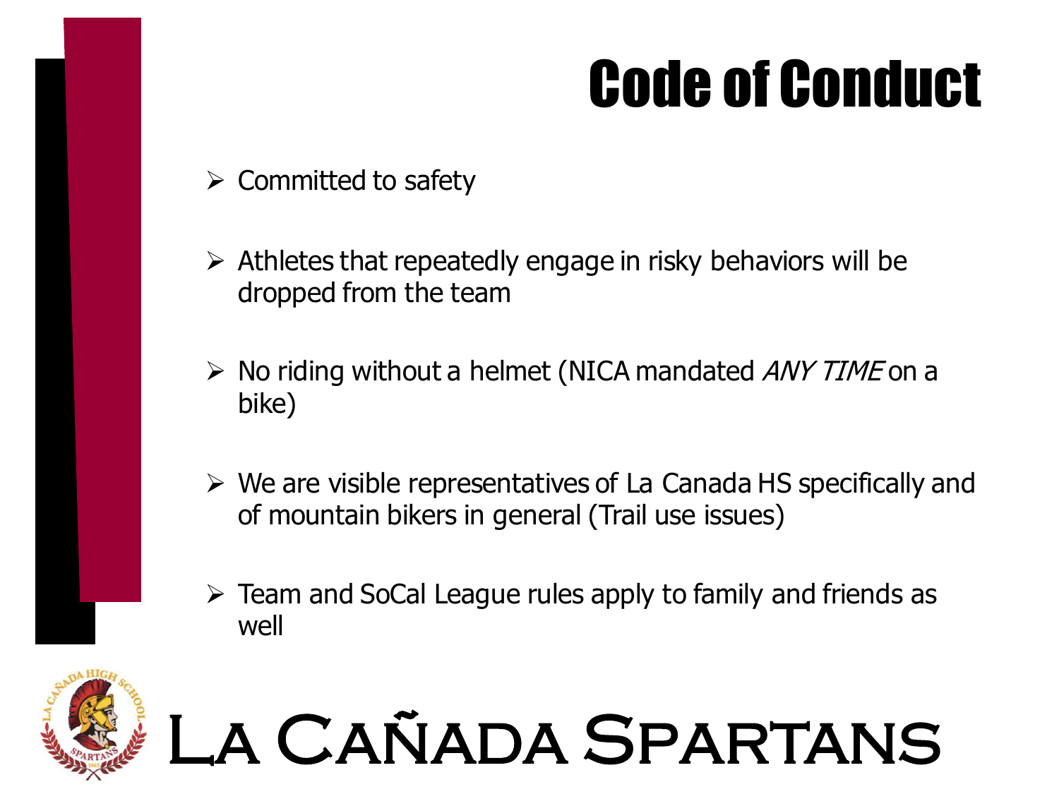# Code of Conduct

- Committed to safety
- Athletes that repeatedly engage in risky behaviors will be dropped from the team
- No riding without a helmet (NICA mandated *ANY TIME* on a bike)
- We are visible representatives of La Canada HS specifically and of mountain bikers in general (Trail use issues)
- Team and SoCal League rules apply to family and friends as well

La Cañada Spartans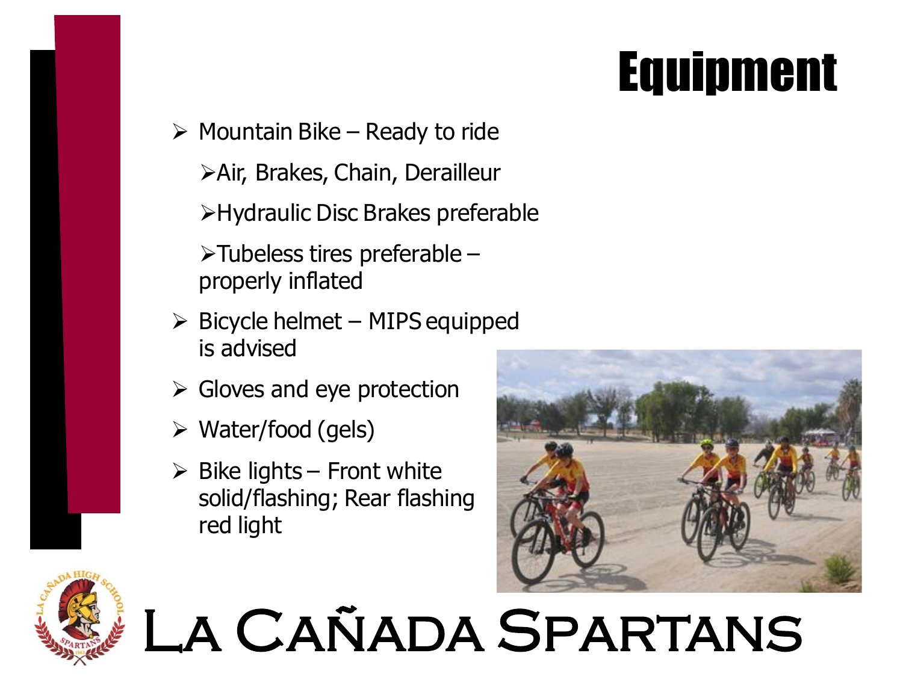# Equipment

- Mountain Bike – Ready to ride
  - Air, Brakes, Chain, Derailleur
  - Hydraulic Disc Brakes preferable
  - Tubeless tires preferable – properly inflated
- Bicycle helmet – MIPS equipped is advised
- Gloves and eye protection
- Water/food (gels)
- Bike lights – Front white solid/flashing; Rear flashing red light

La Cañada Spartans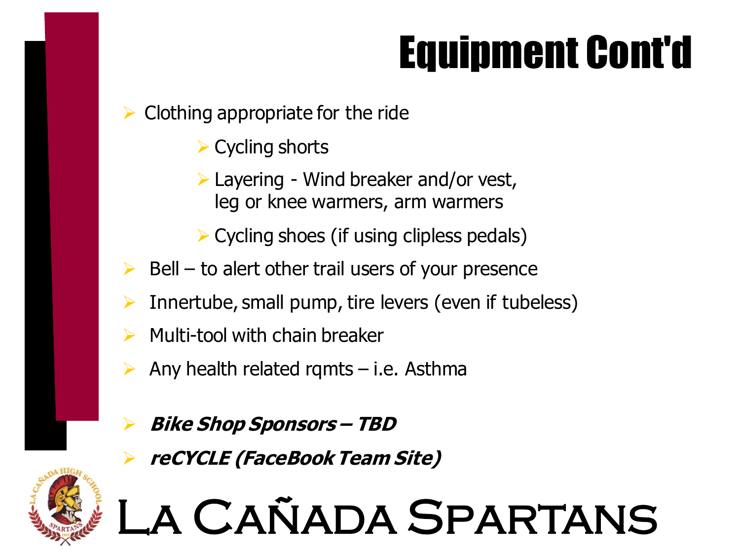# Equipment Cont'd

- Clothing appropriate for the ride
  - Cycling shorts
  - Layering - Wind breaker and/or vest, leg or knee warmers, arm warmers
  - Cycling shoes (if using clipless pedals)
- Bell – to alert other trail users of your presence
- Innertube, small pump, tire levers (even if tubeless)
- Multi-tool with chain breaker
- Any health related rqmts – i.e. Asthma
- ***Bike Shop Sponsors – TBD***
- ***reCYCLE (FaceBook Team Site)***

La Cañada Spartans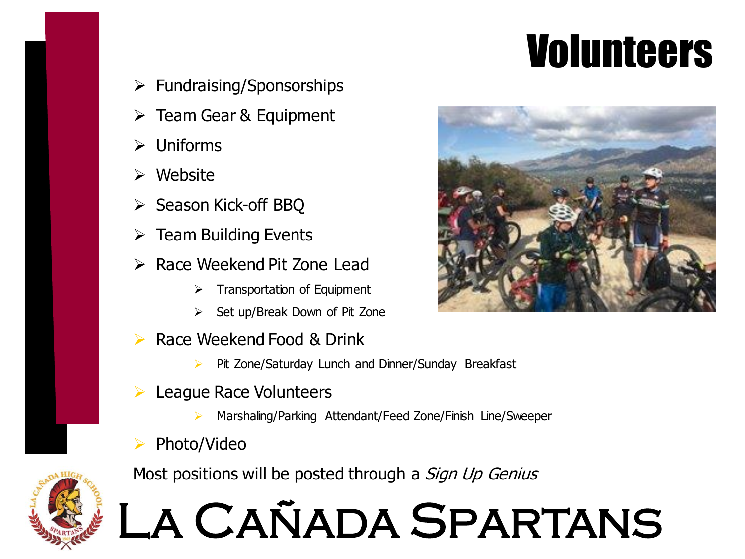# Volunteers

- Fundraising/Sponsorships
- Team Gear & Equipment
- Uniforms
- Website
- Season Kick-off BBQ
- Team Building Events
- Race Weekend Pit Zone Lead
  - Transportation of Equipment
  - Set up/Break Down of Pit Zone
- Race Weekend Food & Drink
  - Pit Zone/Saturday Lunch and Dinner/Sunday Breakfast
- League Race Volunteers
  - Marshaling/Parking Attendant/Feed Zone/Finish Line/Sweeper
- Photo/Video

Most positions will be posted through a *Sign Up Genius*

La Cañada Spartans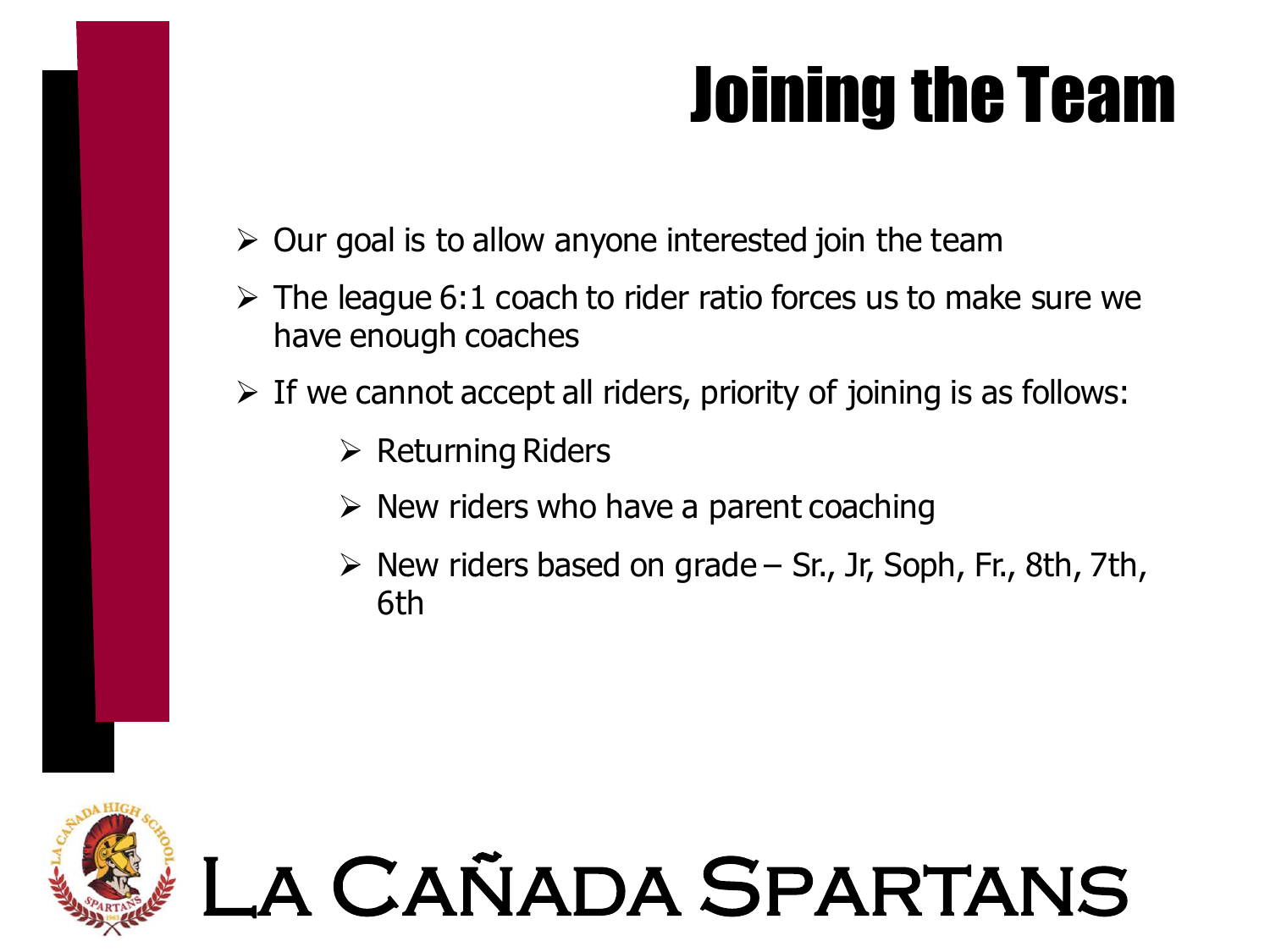# Joining the Team

- Our goal is to allow anyone interested join the team
- The league 6:1 coach to rider ratio forces us to make sure we have enough coaches
- If we cannot accept all riders, priority of joining is as follows:
  - Returning Riders
  - New riders who have a parent coaching
  - New riders based on grade – Sr., Jr, Soph, Fr., 8th, 7th, 6th

La Cañada Spartans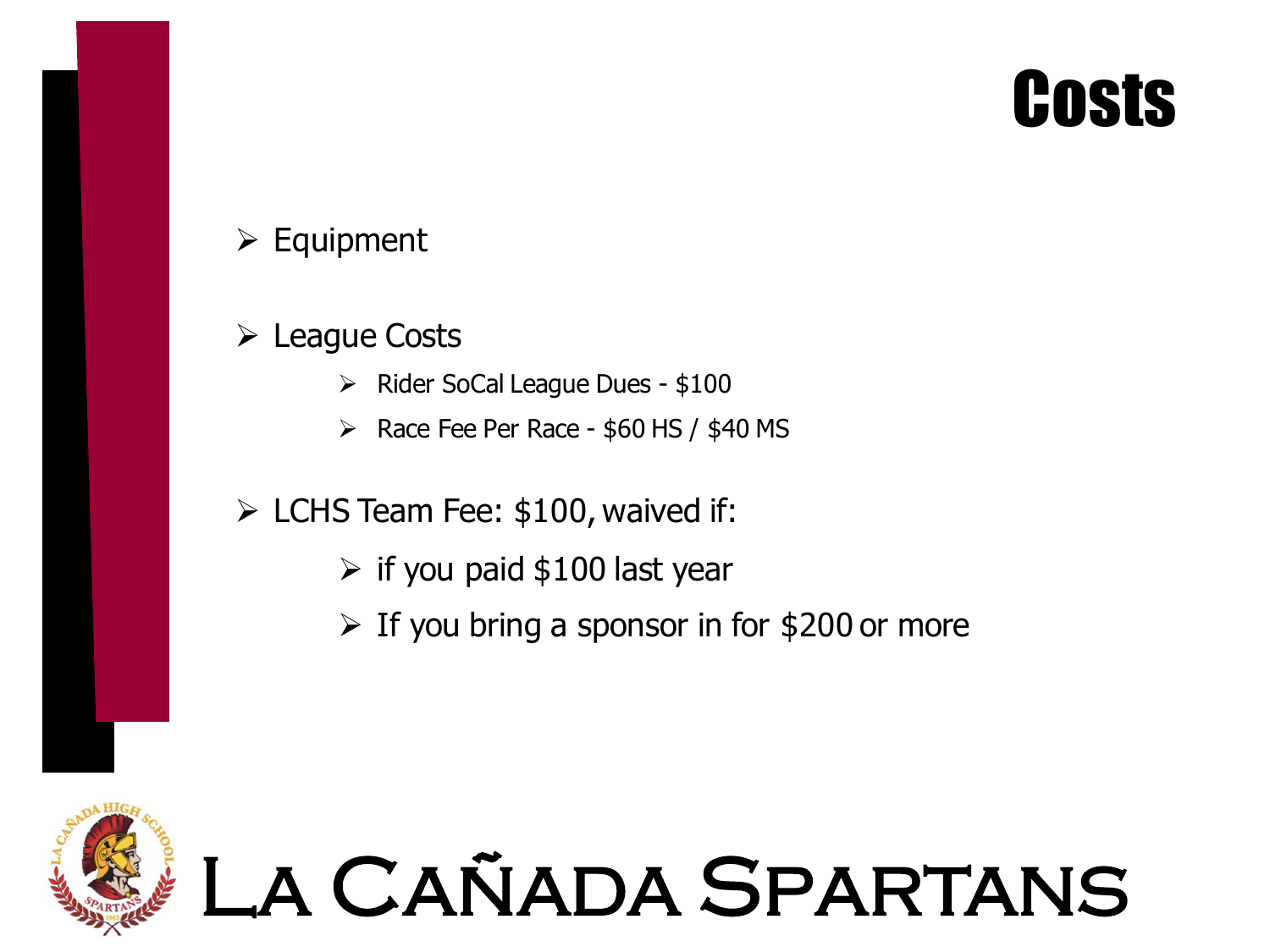# Costs

- Equipment
- League Costs
  - Rider SoCal League Dues - $100
  - Race Fee Per Race - $60 HS / $40 MS
- LCHS Team Fee: $100, waived if:
  - if you paid $100 last year
  - If you bring a sponsor in for $200 or more

La Cañada Spartans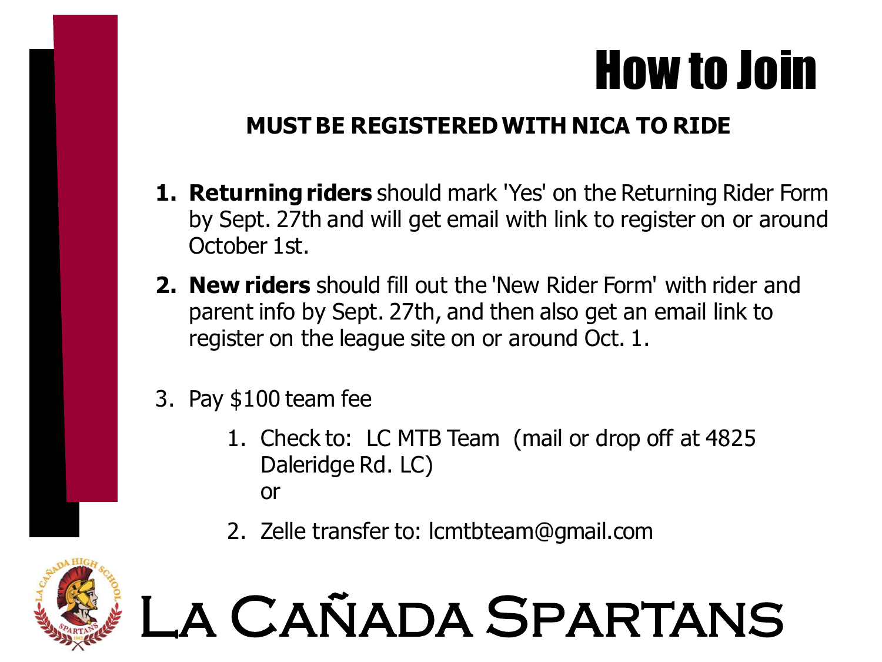# How to Join

**MUST BE REGISTERED WITH NICA TO RIDE**

1. **Returning riders** should mark 'Yes' on the Returning Rider Form by Sept. 27th and will get email with link to register on or around October 1st.
2. **New riders** should fill out the 'New Rider Form' with rider and parent info by Sept. 27th, and then also get an email link to register on the league site on or around Oct. 1.
3. Pay $100 team fee
   1. Check to: LC MTB Team (mail or drop off at 4825 Daleridge Rd. LC)
      or
   2. Zelle transfer to: lcmtbteam@gmail.com

La Cañada Spartans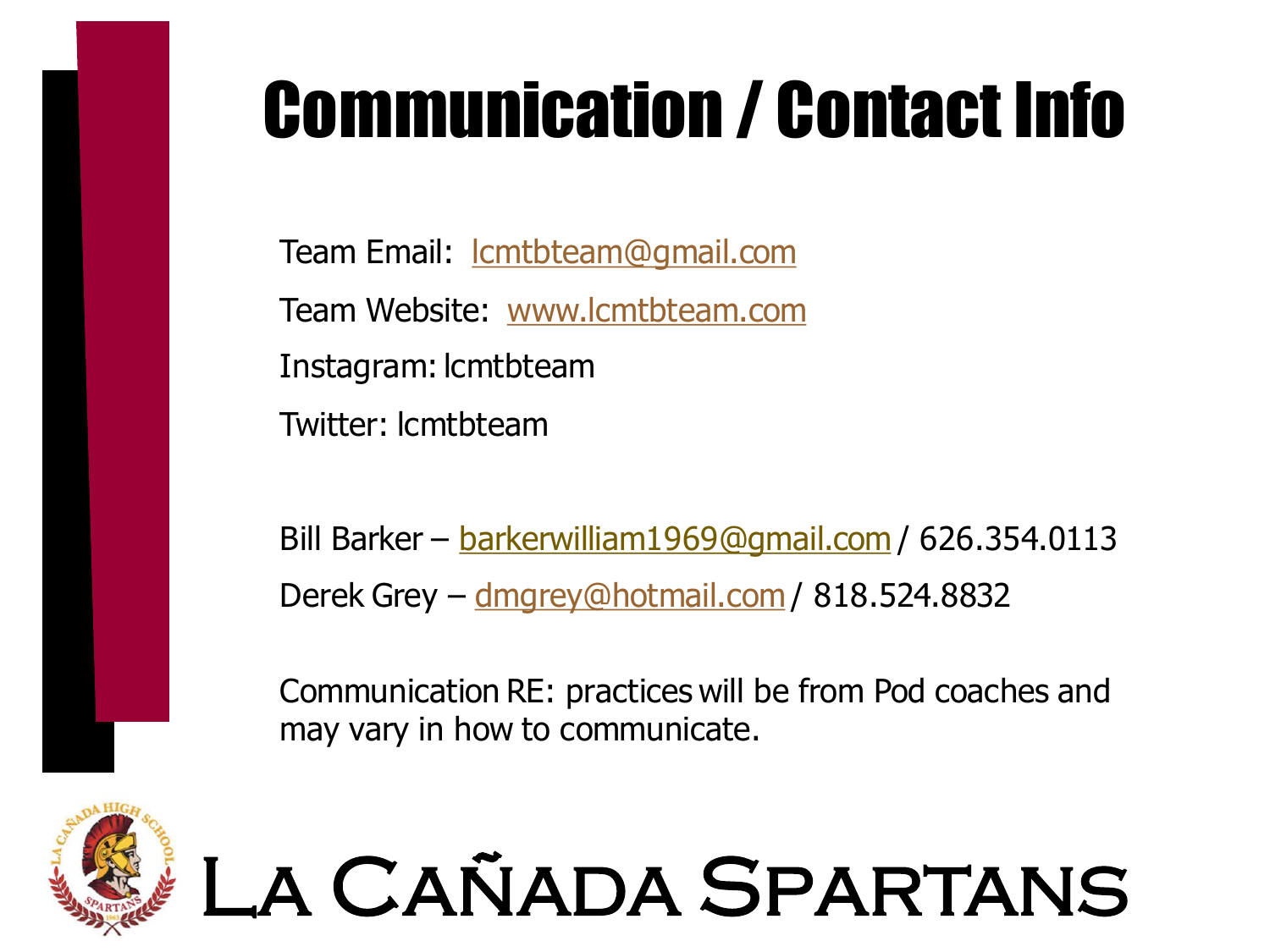# Communication / Contact Info

Team Email: lcmtbteam@gmail.com

Team Website: www.lcmtbteam.com

Instagram: lcmtbteam

Twitter: lcmtbteam

Bill Barker – barkerwilliam1969@gmail.com / 626.354.0113

Derek Grey – dmgrey@hotmail.com / 818.524.8832

Communication RE: practices will be from Pod coaches and may vary in how to communicate.

La Cañada Spartans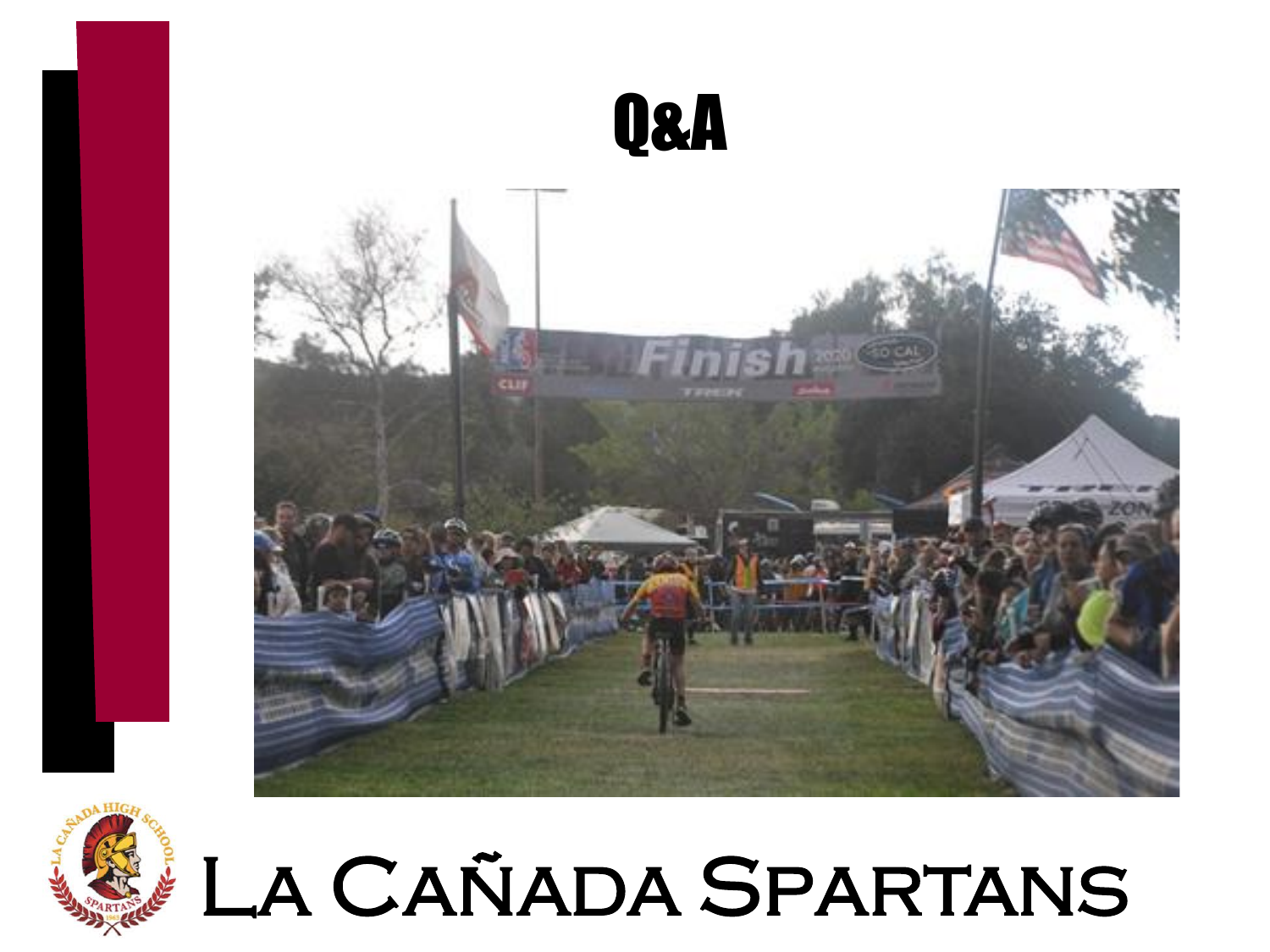# Q&A

La Cañada Spartans